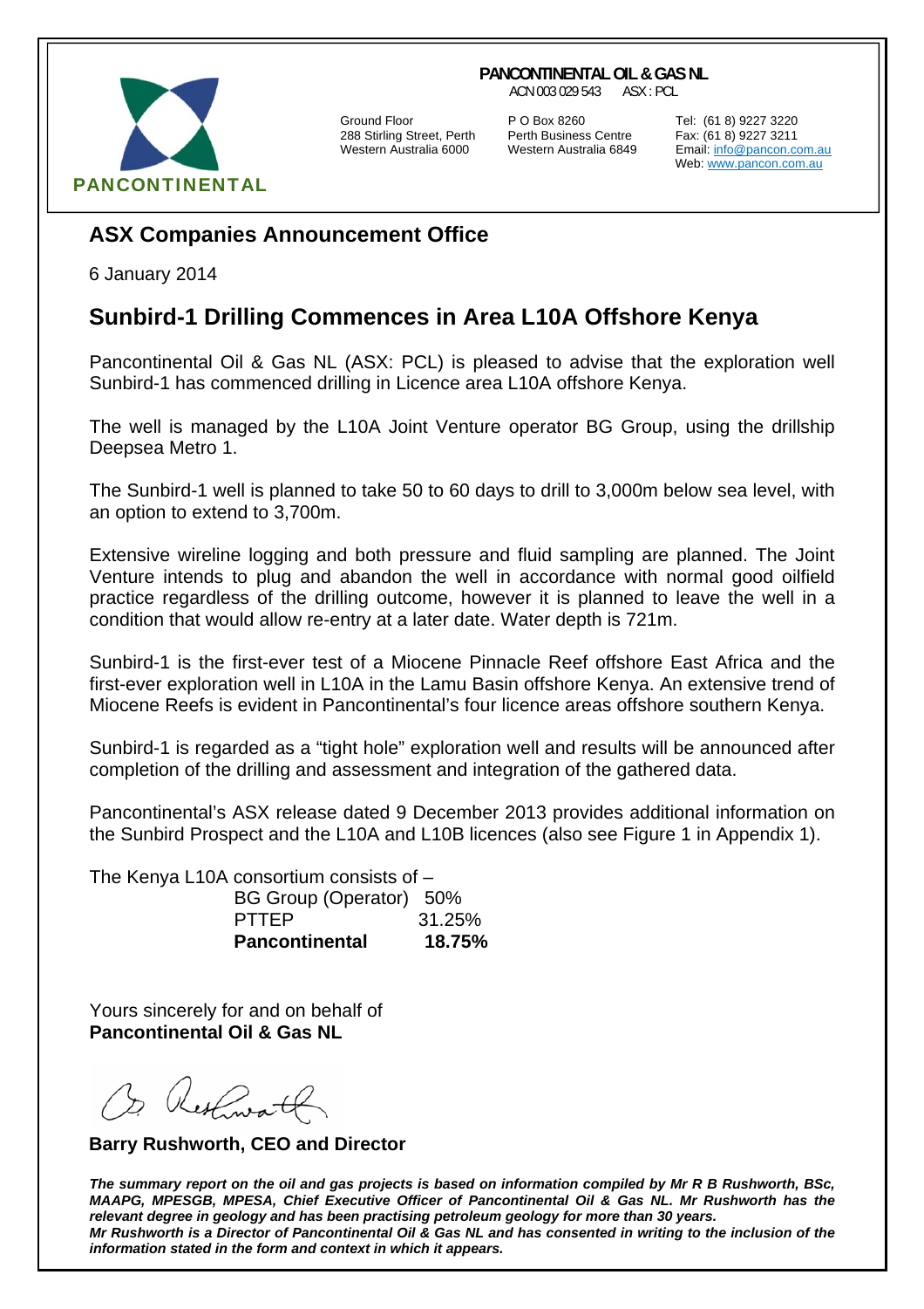**PANCONTINENTAL OIL & GAS NL**
ACN 003 029 543 ASX : PCL

PANCONTINENTAL

Ground Floor
288 Stirling Street, Perth
Western Australia 6000

P O Box 8260
Perth Business Centre
Western Australia 6849

Tel: (61 8) 9227 3220
Fax: (61 8) 9227 3211
Email: info@pancon.com.au
Web: www.pancon.com.au

## ASX Companies Announcement Office

6 January 2014

# Sunbird-1 Drilling Commences in Area L10A Offshore Kenya

Pancontinental Oil & Gas NL (ASX: PCL) is pleased to advise that the exploration well Sunbird-1 has commenced drilling in Licence area L10A offshore Kenya.

The well is managed by the L10A Joint Venture operator BG Group, using the drillship Deepsea Metro 1.

The Sunbird-1 well is planned to take 50 to 60 days to drill to 3,000m below sea level, with an option to extend to 3,700m.

Extensive wireline logging and both pressure and fluid sampling are planned. The Joint Venture intends to plug and abandon the well in accordance with normal good oilfield practice regardless of the drilling outcome, however it is planned to leave the well in a condition that would allow re-entry at a later date. Water depth is 721m.

Sunbird-1 is the first-ever test of a Miocene Pinnacle Reef offshore East Africa and the first-ever exploration well in L10A in the Lamu Basin offshore Kenya. An extensive trend of Miocene Reefs is evident in Pancontinental's four licence areas offshore southern Kenya.

Sunbird-1 is regarded as a "tight hole" exploration well and results will be announced after completion of the drilling and assessment and integration of the gathered data.

Pancontinental's ASX release dated 9 December 2013 provides additional information on the Sunbird Prospect and the L10A and L10B licences (also see Figure 1 in Appendix 1).

The Kenya L10A consortium consists of –

| | |
|---|---|
| BG Group (Operator) | 50% |
| PTTEP | 31.25% |
| **Pancontinental** | **18.75%** |

Yours sincerely for and on behalf of
**Pancontinental Oil & Gas NL**

**Barry Rushworth, CEO and Director**

***The summary report on the oil and gas projects is based on information compiled by Mr R B Rushworth, BSc, MAAPG, MPESGB, MPESA, Chief Executive Officer of Pancontinental Oil & Gas NL. Mr Rushworth has the relevant degree in geology and has been practising petroleum geology for more than 30 years.***
***Mr Rushworth is a Director of Pancontinental Oil & Gas NL and has consented in writing to the inclusion of the information stated in the form and context in which it appears.***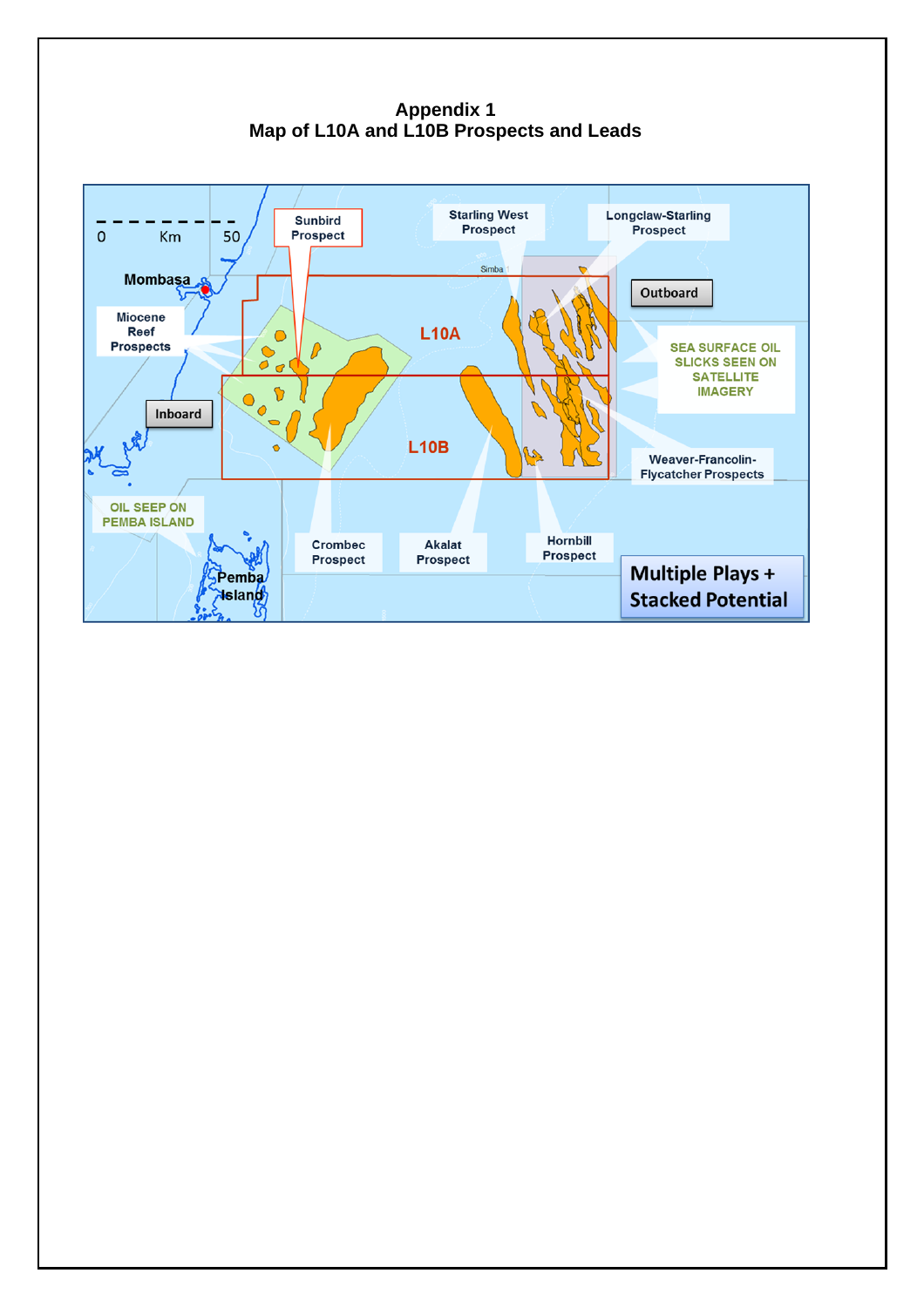# Appendix 1
## Map of L10A and L10B Prospects and Leads

0 Km 50

Mombasa

Sunbird Prospect

Starling West Prospect

Longclaw-Starling Prospect

Simba

Outboard

Miocene Reef Prospects

L10A

SEA SURFACE OIL SLICKS SEEN ON SATELLITE IMAGERY

Inboard

L10B

Weaver-Francolin-Flycatcher Prospects

OIL SEEP ON PEMBA ISLAND

Crombec Prospect

Akalat Prospect

Hornbill Prospect

Pemba Island

Multiple Plays + Stacked Potential